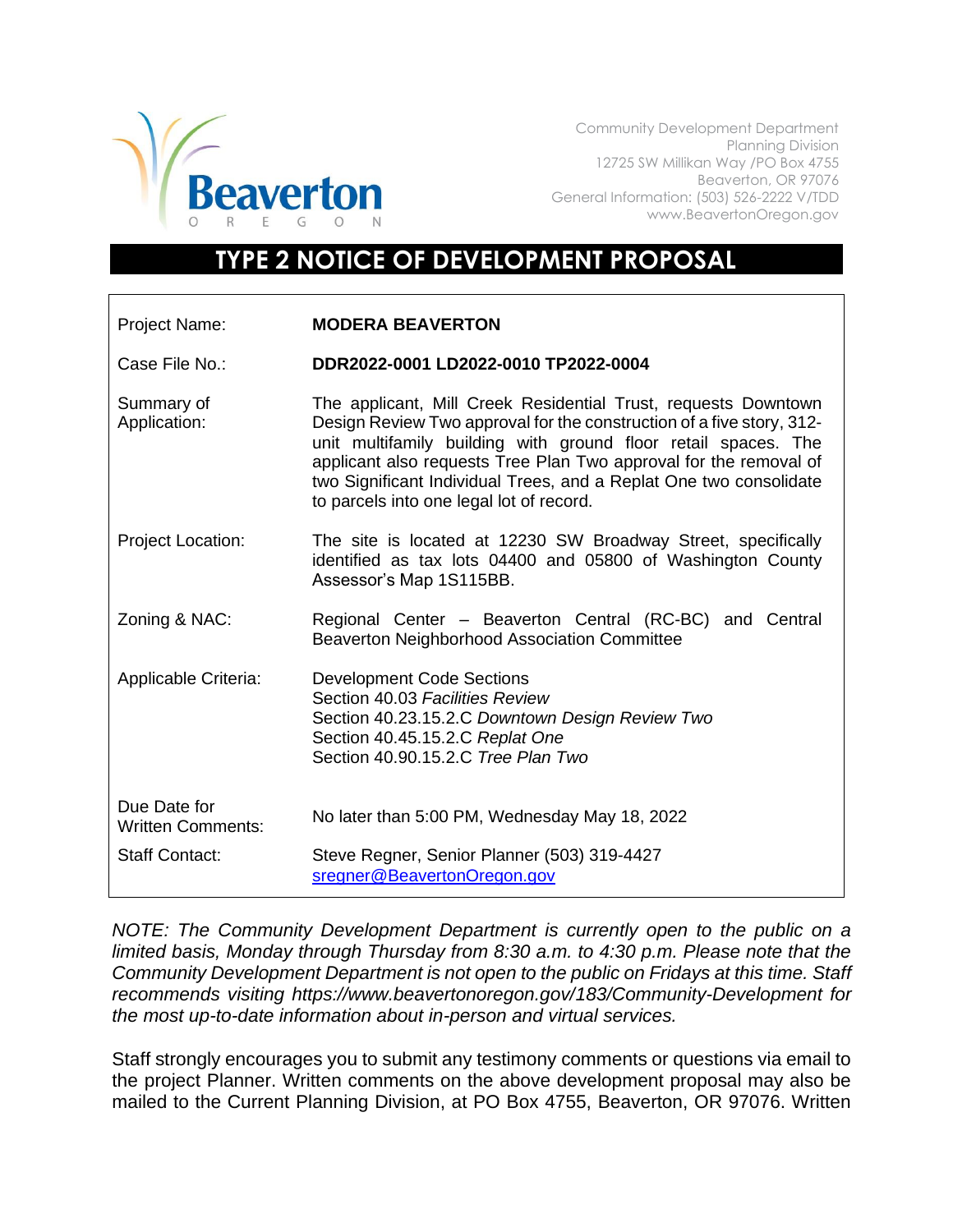Community Development Department
Planning Division
12725 SW Millikan Way /PO Box 4755
Beaverton, OR 97076
General Information: (503) 526-2222 V/TDD
www.BeavertonOregon.gov

# TYPE 2 NOTICE OF DEVELOPMENT PROPOSAL

| | |
|---|---|
| Project Name: | **MODERA BEAVERTON** |
| Case File No.: | **DDR2022-0001 LD2022-0010 TP2022-0004** |
| Summary of Application: | The applicant, Mill Creek Residential Trust, requests Downtown Design Review Two approval for the construction of a five story, 312-unit multifamily building with ground floor retail spaces. The applicant also requests Tree Plan Two approval for the removal of two Significant Individual Trees, and a Replat One two consolidate to parcels into one legal lot of record. |
| Project Location: | The site is located at 12230 SW Broadway Street, specifically identified as tax lots 04400 and 05800 of Washington County Assessor's Map 1S115BB. |
| Zoning & NAC: | Regional Center – Beaverton Central (RC-BC) and Central Beaverton Neighborhood Association Committee |
| Applicable Criteria: | Development Code Sections<br>Section 40.03 *Facilities Review*<br>Section 40.23.15.2.C *Downtown Design Review Two*<br>Section 40.45.15.2.C *Replat One*<br>Section 40.90.15.2.C *Tree Plan Two* |
| Due Date for Written Comments: | No later than 5:00 PM, Wednesday May 18, 2022 |
| Staff Contact: | Steve Regner, Senior Planner (503) 319-4427<br>sregner@BeavertonOregon.gov |

*NOTE: The Community Development Department is currently open to the public on a limited basis, Monday through Thursday from 8:30 a.m. to 4:30 p.m. Please note that the Community Development Department is not open to the public on Fridays at this time. Staff recommends visiting https://www.beavertonoregon.gov/183/Community-Development for the most up-to-date information about in-person and virtual services.*

Staff strongly encourages you to submit any testimony comments or questions via email to the project Planner. Written comments on the above development proposal may also be mailed to the Current Planning Division, at PO Box 4755, Beaverton, OR 97076. Written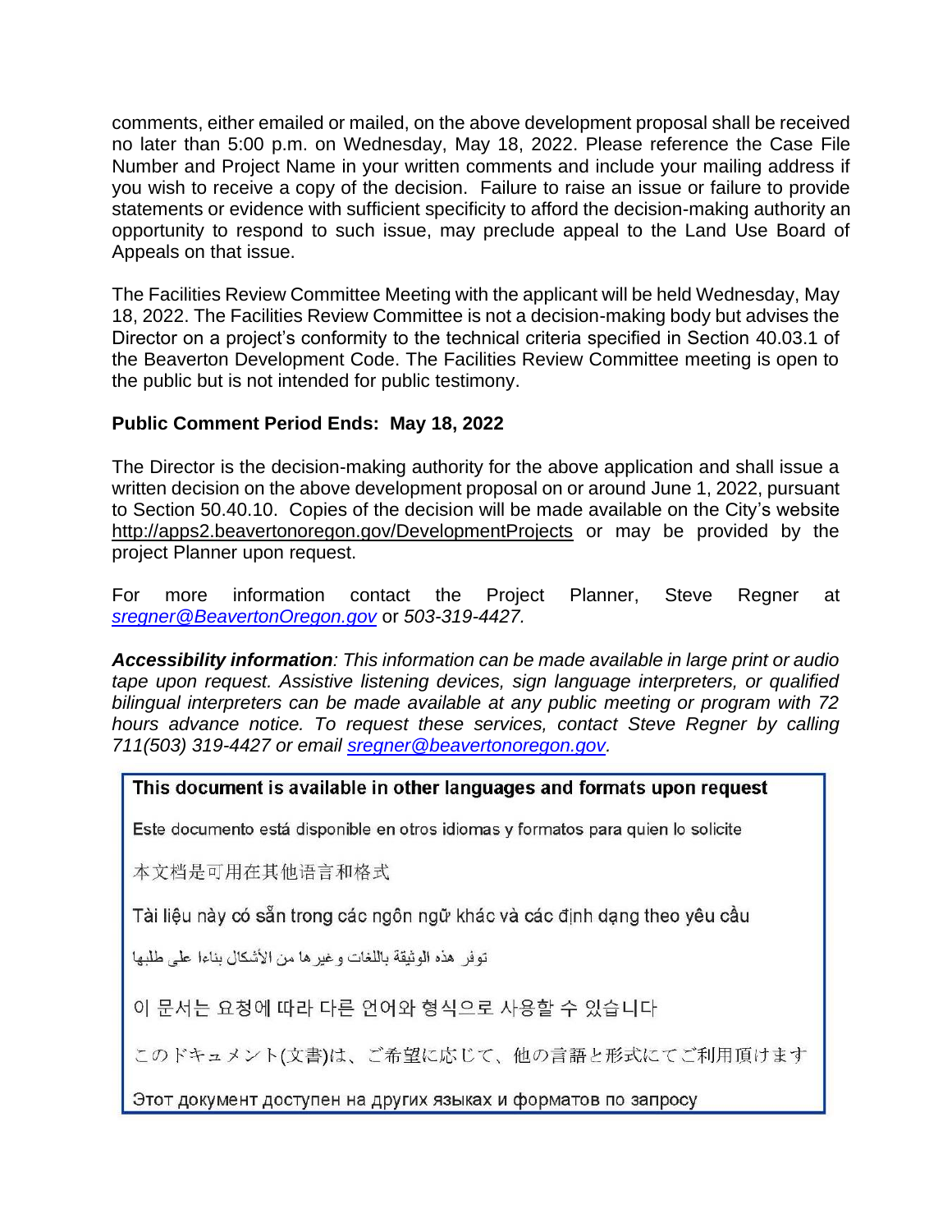comments, either emailed or mailed, on the above development proposal shall be received no later than 5:00 p.m. on Wednesday, May 18, 2022. Please reference the Case File Number and Project Name in your written comments and include your mailing address if you wish to receive a copy of the decision. Failure to raise an issue or failure to provide statements or evidence with sufficient specificity to afford the decision-making authority an opportunity to respond to such issue, may preclude appeal to the Land Use Board of Appeals on that issue.

The Facilities Review Committee Meeting with the applicant will be held Wednesday, May 18, 2022. The Facilities Review Committee is not a decision-making body but advises the Director on a project's conformity to the technical criteria specified in Section 40.03.1 of the Beaverton Development Code. The Facilities Review Committee meeting is open to the public but is not intended for public testimony.

**Public Comment Period Ends: May 18, 2022**

The Director is the decision-making authority for the above application and shall issue a written decision on the above development proposal on or around June 1, 2022, pursuant to Section 50.40.10. Copies of the decision will be made available on the City's website http://apps2.beavertonoregon.gov/DevelopmentProjects or may be provided by the project Planner upon request.

For more information contact the Project Planner, Steve Regner at *sregner@BeavertonOregon.gov* or *503-319-4427.*

***Accessibility information****: This information can be made available in large print or audio tape upon request. Assistive listening devices, sign language interpreters, or qualified bilingual interpreters can be made available at any public meeting or program with 72 hours advance notice. To request these services, contact Steve Regner by calling 711(503) 319-4427 or email sregner@beavertonoregon.gov.*

**This document is available in other languages and formats upon request**

Este documento está disponible en otros idiomas y formatos para quien lo solicite

本文档是可用在其他语言和格式

Tài liệu này có sẵn trong các ngôn ngữ khác và các định dạng theo yêu cầu

توفر هذه الوثيقة باللغات وغيرها من الأشكال بناءا على طلبها

이 문서는 요청에 따라 다른 언어와 형식으로 사용할 수 있습니다

このドキュメント(文書)は、ご希望に応じて、他の言語と形式にてご利用頂けます

Этот документ доступен на других языках и форматов по запросу